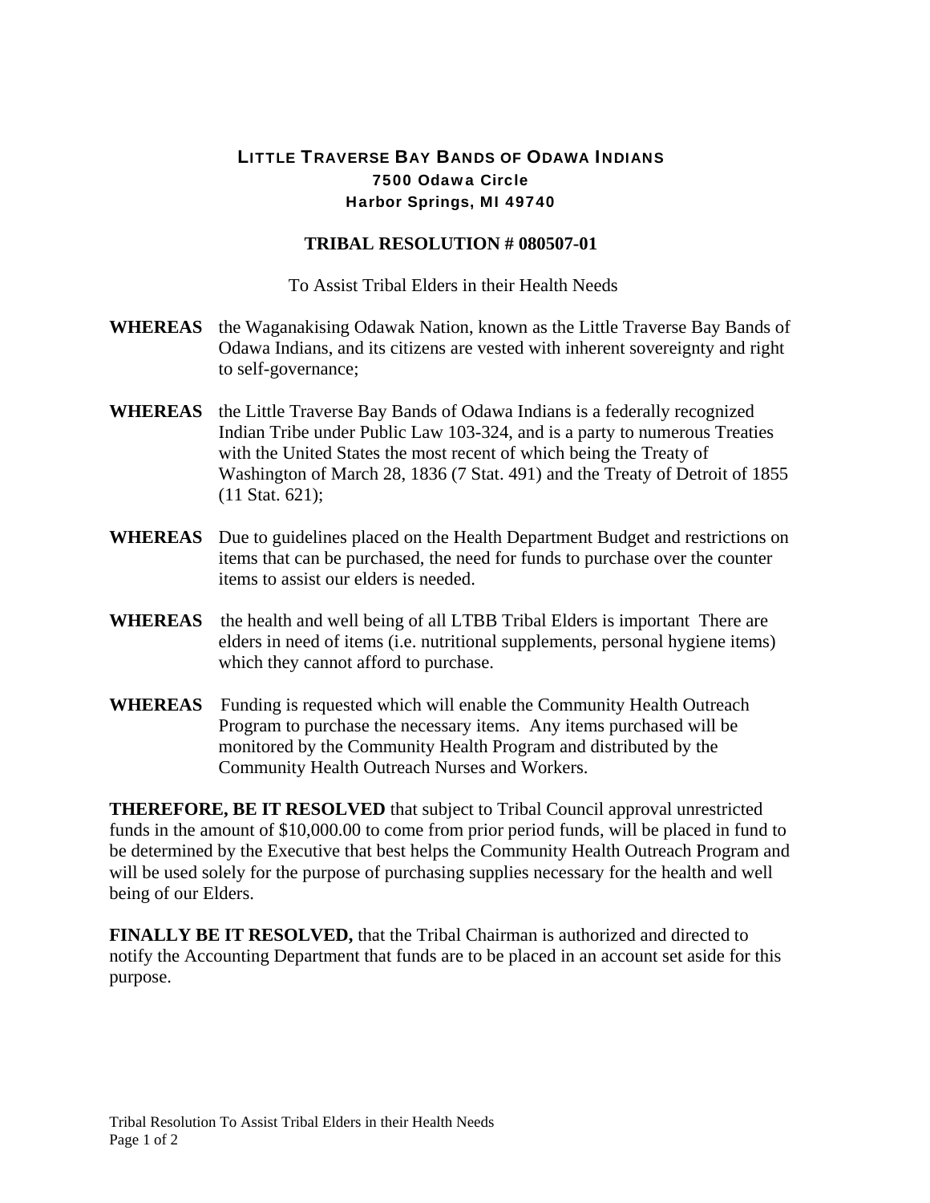# LITTLE TRAVERSE BAY BANDS OF ODAWA INDIANS

**7500 Odawa Circle**
**Harbor Springs, MI 49740**

## TRIBAL RESOLUTION # 080507-01

To Assist Tribal Elders in their Health Needs

**WHEREAS** the Waganakising Odawak Nation, known as the Little Traverse Bay Bands of Odawa Indians, and its citizens are vested with inherent sovereignty and right to self-governance;

**WHEREAS** the Little Traverse Bay Bands of Odawa Indians is a federally recognized Indian Tribe under Public Law 103-324, and is a party to numerous Treaties with the United States the most recent of which being the Treaty of Washington of March 28, 1836 (7 Stat. 491) and the Treaty of Detroit of 1855 (11 Stat. 621);

**WHEREAS** Due to guidelines placed on the Health Department Budget and restrictions on items that can be purchased, the need for funds to purchase over the counter items to assist our elders is needed.

**WHEREAS** the health and well being of all LTBB Tribal Elders is important There are elders in need of items (i.e. nutritional supplements, personal hygiene items) which they cannot afford to purchase.

**WHEREAS** Funding is requested which will enable the Community Health Outreach Program to purchase the necessary items. Any items purchased will be monitored by the Community Health Program and distributed by the Community Health Outreach Nurses and Workers.

**THEREFORE, BE IT RESOLVED** that subject to Tribal Council approval unrestricted funds in the amount of $10,000.00 to come from prior period funds, will be placed in fund to be determined by the Executive that best helps the Community Health Outreach Program and will be used solely for the purpose of purchasing supplies necessary for the health and well being of our Elders.

**FINALLY BE IT RESOLVED,** that the Tribal Chairman is authorized and directed to notify the Accounting Department that funds are to be placed in an account set aside for this purpose.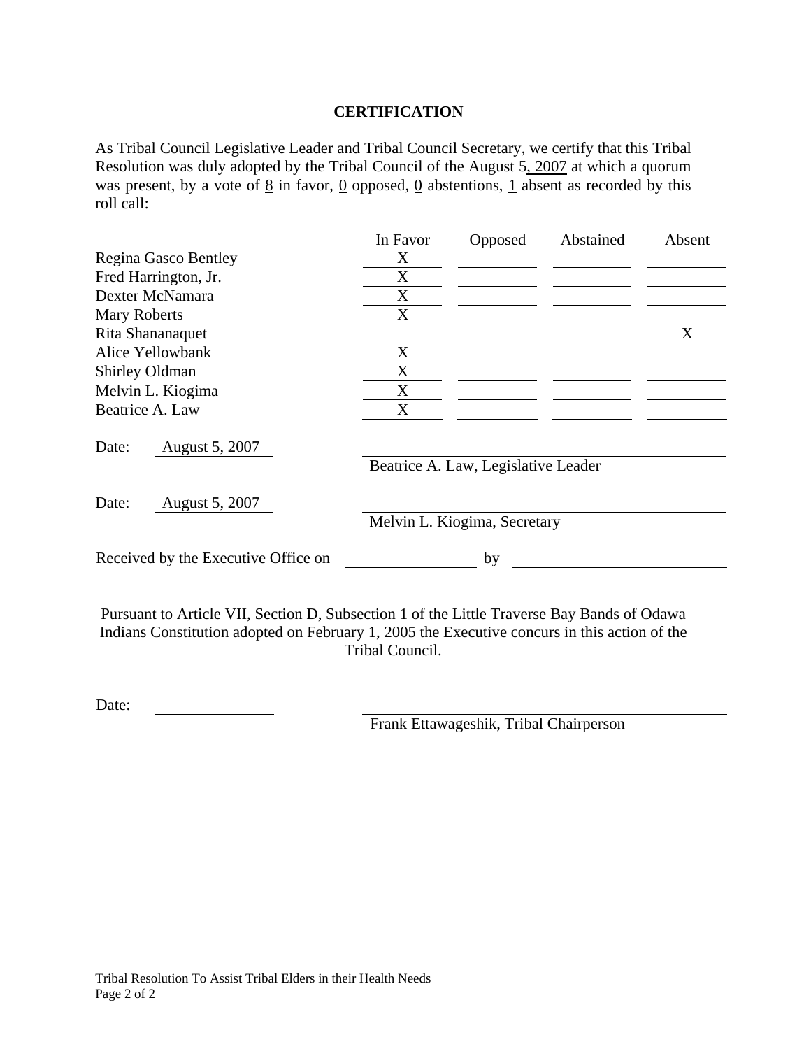## CERTIFICATION

As Tribal Council Legislative Leader and Tribal Council Secretary, we certify that this Tribal Resolution was duly adopted by the Tribal Council of the August 5, 2007 at which a quorum was present, by a vote of 8 in favor, 0 opposed, 0 abstentions, 1 absent as recorded by this roll call:

| | In Favor | Opposed | Abstained | Absent |
|---|---|---|---|---|
| Regina Gasco Bentley | X | | | |
| Fred Harrington, Jr. | X | | | |
| Dexter McNamara | X | | | |
| Mary Roberts | X | | | |
| Rita Shananaquet | | | | X |
| Alice Yellowbank | X | | | |
| Shirley Oldman | X | | | |
| Melvin L. Kiogima | X | | | |
| Beatrice A. Law | X | | | |

Date: August 5, 2007

Beatrice A. Law, Legislative Leader

Date: August 5, 2007

Melvin L. Kiogima, Secretary

Received by the Executive Office on ________________ by ____________________________

Pursuant to Article VII, Section D, Subsection 1 of the Little Traverse Bay Bands of Odawa Indians Constitution adopted on February 1, 2005 the Executive concurs in this action of the Tribal Council.

Date: ________________

Frank Ettawageshik, Tribal Chairperson

Tribal Resolution To Assist Tribal Elders in their Health Needs